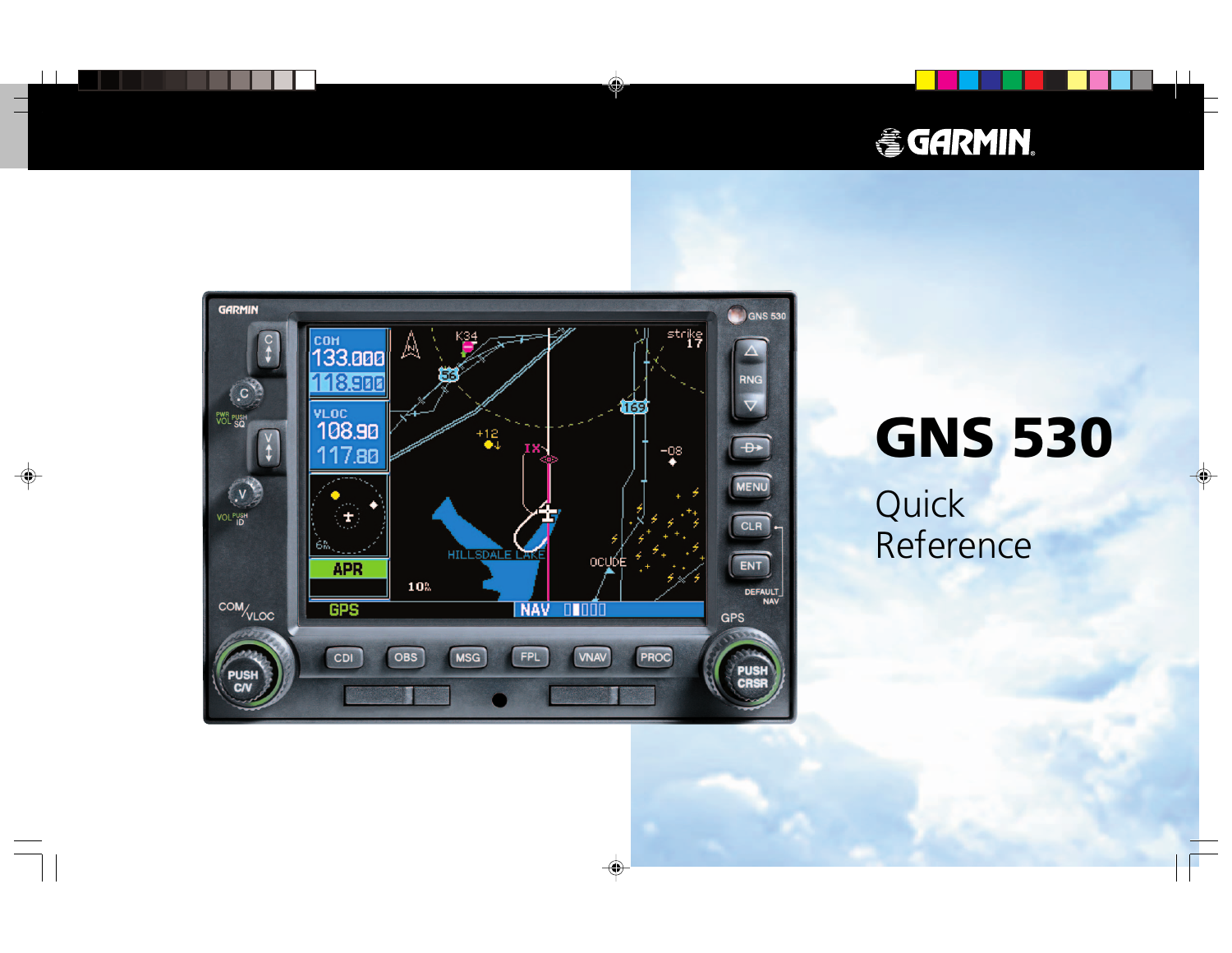GARMIN

# GNS 530

## Quick Reference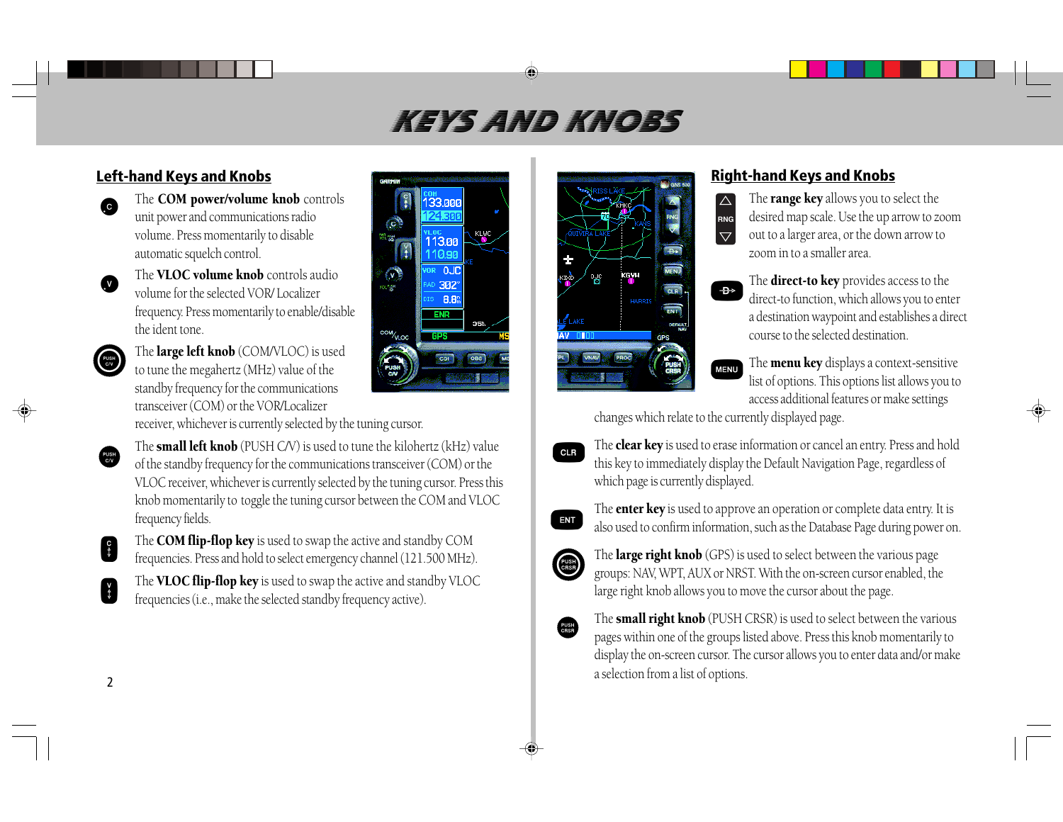# KEYS AND KNOBS

## Left-hand Keys and Knobs

The **COM power/volume knob** controls unit power and communications radio volume. Press momentarily to disable automatic squelch control.

The **VLOC volume knob** controls audio volume for the selected VOR/ Localizer frequency. Press momentarily to enable/disable the ident tone.

The **large left knob** (COM/VLOC) is used to tune the megahertz (MHz) value of the standby frequency for the communications transceiver (COM) or the VOR/Localizer receiver, whichever is currently selected by the tuning cursor.

The **small left knob** (PUSH C/V) is used to tune the kilohertz (kHz) value of the standby frequency for the communications transceiver (COM) or the VLOC receiver, whichever is currently selected by the tuning cursor. Press this knob momentarily to toggle the tuning cursor between the COM and VLOC frequency fields.

The **COM flip-flop key** is used to swap the active and standby COM frequencies. Press and hold to select emergency channel (121.500 MHz).

The **VLOC flip-flop key** is used to swap the active and standby VLOC frequencies (i.e., make the selected standby frequency active).

## Right-hand Keys and Knobs

The **range key** allows you to select the desired map scale. Use the up arrow to zoom out to a larger area, or the down arrow to zoom in to a smaller area.

The **direct-to key** provides access to the direct-to function, which allows you to enter a destination waypoint and establishes a direct course to the selected destination.

The **menu key** displays a context-sensitive list of options. This options list allows you to access additional features or make settings changes which relate to the currently displayed page.

The **clear key** is used to erase information or cancel an entry. Press and hold this key to immediately display the Default Navigation Page, regardless of which page is currently displayed.

The **enter key** is used to approve an operation or complete data entry. It is also used to confirm information, such as the Database Page during power on.

The **large right knob** (GPS) is used to select between the various page groups: NAV, WPT, AUX or NRST. With the on-screen cursor enabled, the large right knob allows you to move the cursor about the page.

The **small right knob** (PUSH CRSR) is used to select between the various pages within one of the groups listed above. Press this knob momentarily to display the on-screen cursor. The cursor allows you to enter data and/or make a selection from a list of options.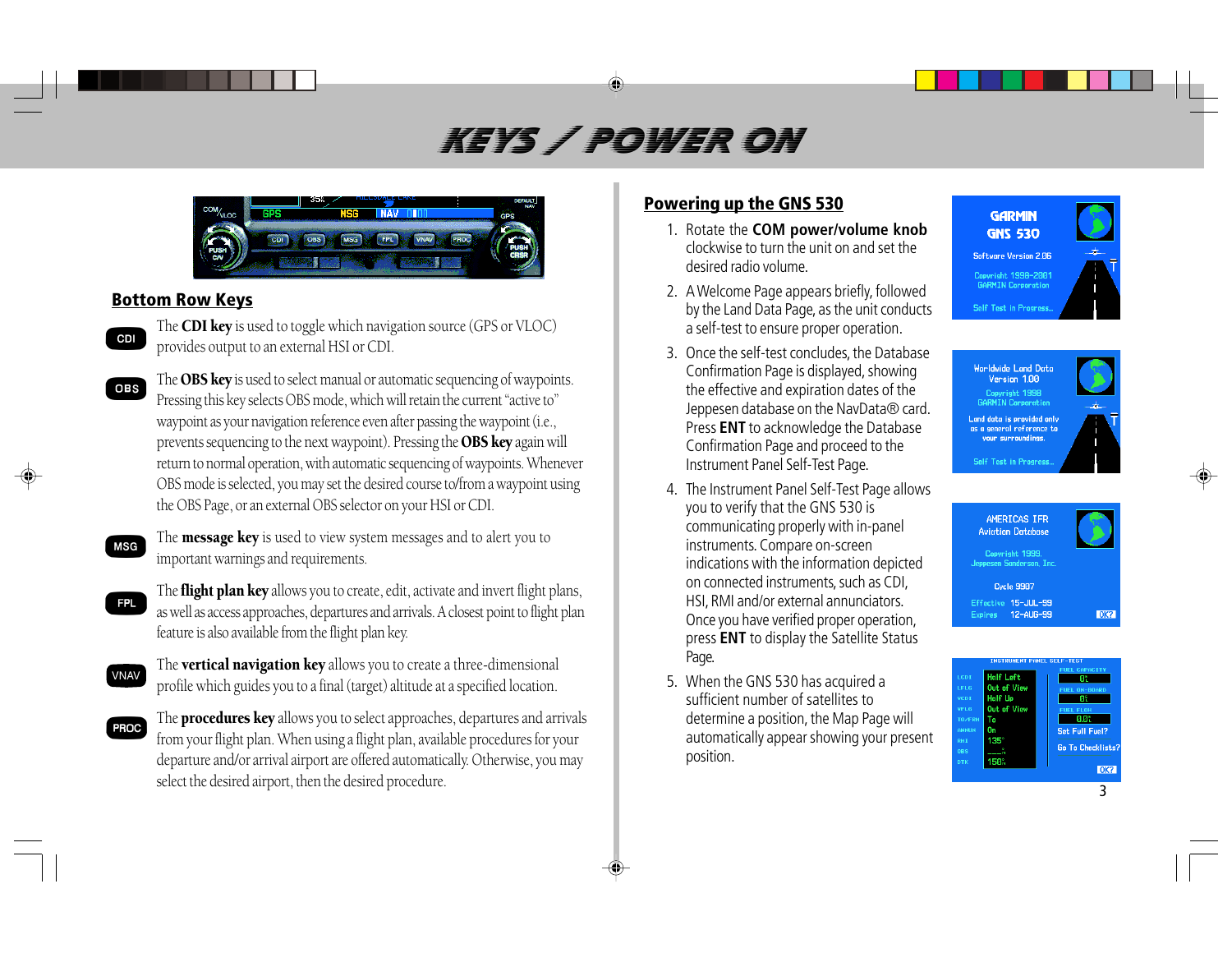# KEYS / POWER ON

## Bottom Row Keys

CDI — The **CDI key** is used to toggle which navigation source (GPS or VLOC) provides output to an external HSI or CDI.

OBS — The **OBS key** is used to select manual or automatic sequencing of waypoints. Pressing this key selects OBS mode, which will retain the current "active to" waypoint as your navigation reference even after passing the waypoint (i.e., prevents sequencing to the next waypoint). Pressing the **OBS key** again will return to normal operation, with automatic sequencing of waypoints. Whenever OBS mode is selected, you may set the desired course to/from a waypoint using the OBS Page, or an external OBS selector on your HSI or CDI.

MSG — The **message key** is used to view system messages and to alert you to important warnings and requirements.

FPL — The **flight plan key** allows you to create, edit, activate and invert flight plans, as well as access approaches, departures and arrivals. A closest point to flight plan feature is also available from the flight plan key.

VNAV — The **vertical navigation key** allows you to create a three-dimensional profile which guides you to a final (target) altitude at a specified location.

PROC — The **procedures key** allows you to select approaches, departures and arrivals from your flight plan. When using a flight plan, available procedures for your departure and/or arrival airport are offered automatically. Otherwise, you may select the desired airport, then the desired procedure.

## Powering up the GNS 530

1. Rotate the **COM power/volume knob** clockwise to turn the unit on and set the desired radio volume.
2. A Welcome Page appears briefly, followed by the Land Data Page, as the unit conducts a self-test to ensure proper operation.
3. Once the self-test concludes, the Database Confirmation Page is displayed, showing the effective and expiration dates of the Jeppesen database on the NavData® card. Press **ENT** to acknowledge the Database Confirmation Page and proceed to the Instrument Panel Self-Test Page.
4. The Instrument Panel Self-Test Page allows you to verify that the GNS 530 is communicating properly with in-panel instruments. Compare on-screen indications with the information depicted on connected instruments, such as CDI, HSI, RMI and/or external annunciators. Once you have verified proper operation, press **ENT** to display the Satellite Status Page.
5. When the GNS 530 has acquired a sufficient number of satellites to determine a position, the Map Page will automatically appear showing your present position.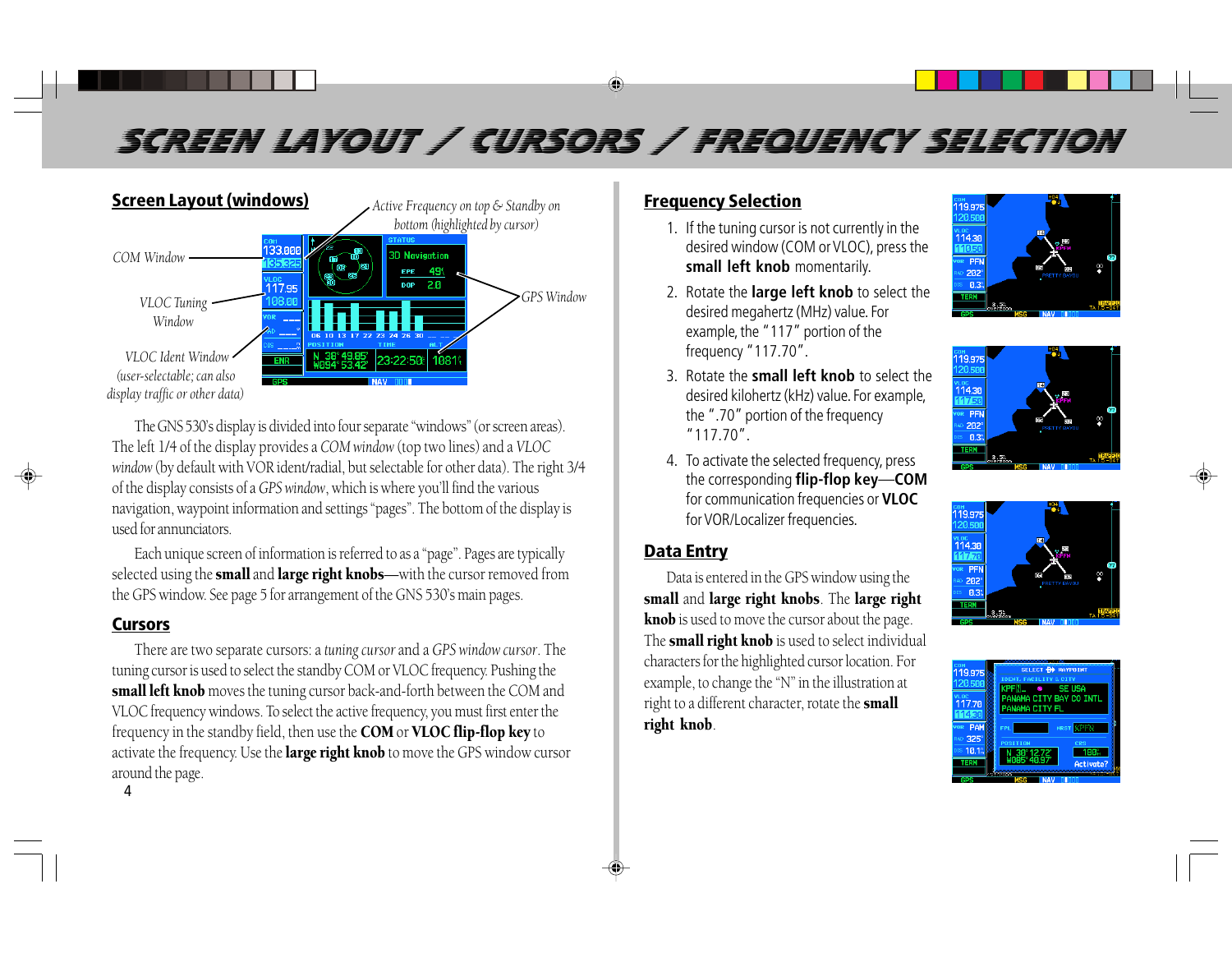# SCREEN LAYOUT / CURSORS / FREQUENCY SELECTION

## Screen Layout (windows)

COM Window

VLOC Tuning Window

VLOC Ident Window (user-selectable; can also display traffic or other data)

*Active Frequency on top & Standby on bottom (highlighted by cursor)*

GPS Window

The GNS 530's display is divided into four separate "windows" (or screen areas). The left 1/4 of the display provides a *COM window* (top two lines) and a *VLOC window* (by default with VOR ident/radial, but selectable for other data). The right 3/4 of the display consists of a *GPS window*, which is where you'll find the various navigation, waypoint information and settings "pages". The bottom of the display is used for annunciators.

Each unique screen of information is referred to as a "page". Pages are typically selected using the **small** and **large right knobs**—with the cursor removed from the GPS window. See page 5 for arrangement of the GNS 530's main pages.

## Cursors

There are two separate cursors: a *tuning cursor* and a *GPS window cursor*. The tuning cursor is used to select the standby COM or VLOC frequency. Pushing the **small left knob** moves the tuning cursor back-and-forth between the COM and VLOC frequency windows. To select the active frequency, you must first enter the frequency in the standby field, then use the **COM** or **VLOC flip-flop key** to activate the frequency. Use the **large right knob** to move the GPS window cursor around the page.

## Frequency Selection

1. If the tuning cursor is not currently in the desired window (COM or VLOC), press the **small left knob** momentarily.
2. Rotate the **large left knob** to select the desired megahertz (MHz) value. For example, the "117" portion of the frequency "117.70".
3. Rotate the **small left knob** to select the desired kilohertz (kHz) value. For example, the ".70" portion of the frequency "117.70".
4. To activate the selected frequency, press the corresponding **flip-flop key**—**COM** for communication frequencies or **VLOC** for VOR/Localizer frequencies.

## Data Entry

Data is entered in the GPS window using the **small** and **large right knobs**. The **large right knob** is used to move the cursor about the page. The **small right knob** is used to select individual characters for the highlighted cursor location. For example, to change the "N" in the illustration at right to a different character, rotate the **small right knob**.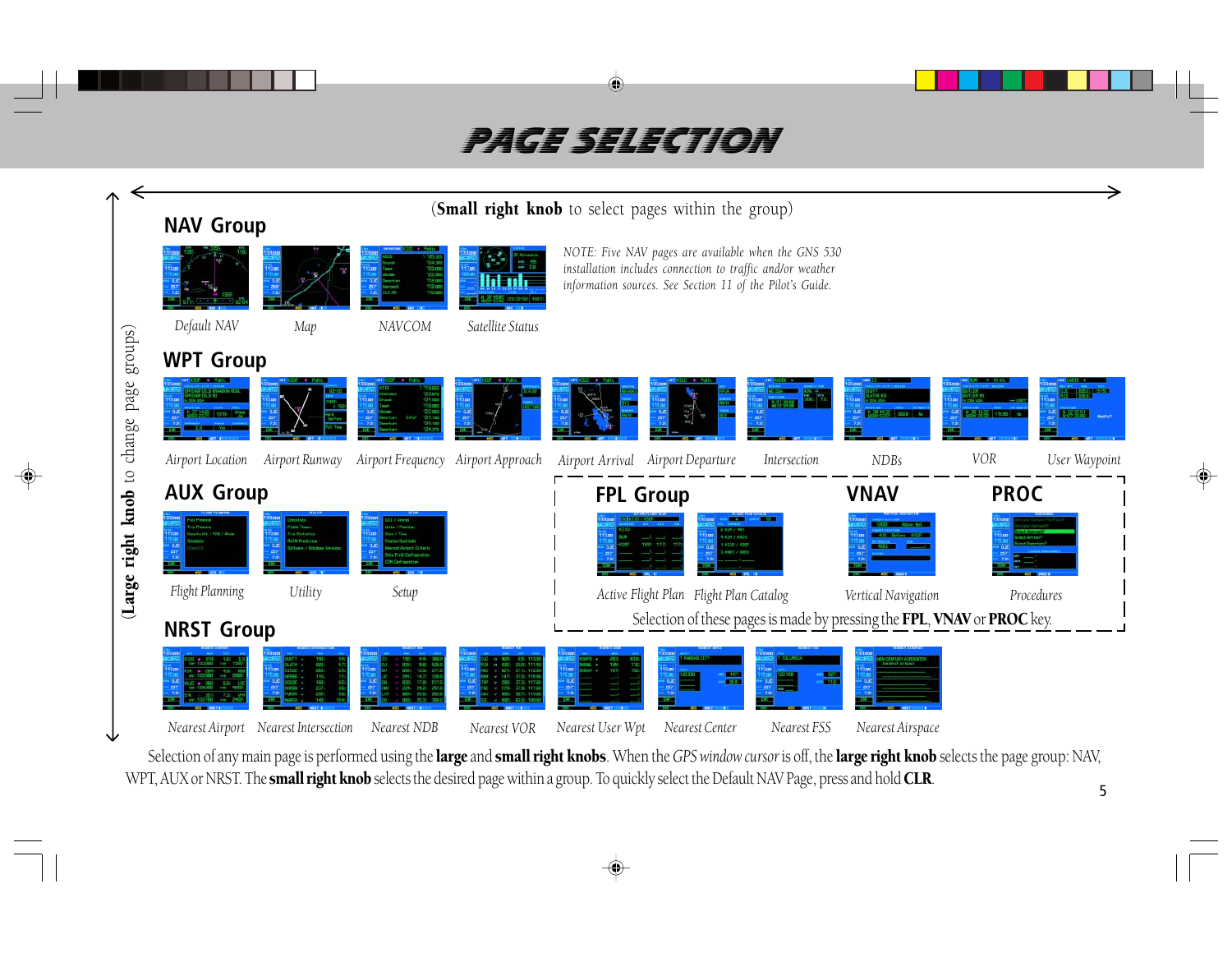# PAGE SELECTION

(**Small right knob** to select pages within the group)

(**Large right knob** to change page groups)

## NAV Group

Default NAV — Map — NAVCOM — Satellite Status

*NOTE: Five NAV pages are available when the GNS 530 installation includes connection to traffic and/or weather information sources. See Section 11 of the Pilot's Guide.*

## WPT Group

Airport Location — Airport Runway — Airport Frequency — Airport Approach — Airport Arrival — Airport Departure — Intersection — NDBs — VOR — User Waypoint

## AUX Group

Flight Planning — Utility — Setup

## FPL Group

Active Flight Plan — Flight Plan Catalog

## VNAV

Vertical Navigation

## PROC

Procedures

Selection of these pages is made by pressing the **FPL**, **VNAV** or **PROC** key.

## NRST Group

Nearest Airport — Nearest Intersection — Nearest NDB — Nearest VOR — Nearest User Wpt — Nearest Center — Nearest FSS — Nearest Airspace

Selection of any main page is performed using the **large** and **small right knobs**. When the *GPS window cursor* is off, the **large right knob** selects the page group: NAV, WPT, AUX or NRST. The **small right knob** selects the desired page within a group. To quickly select the Default NAV Page, press and hold **CLR**.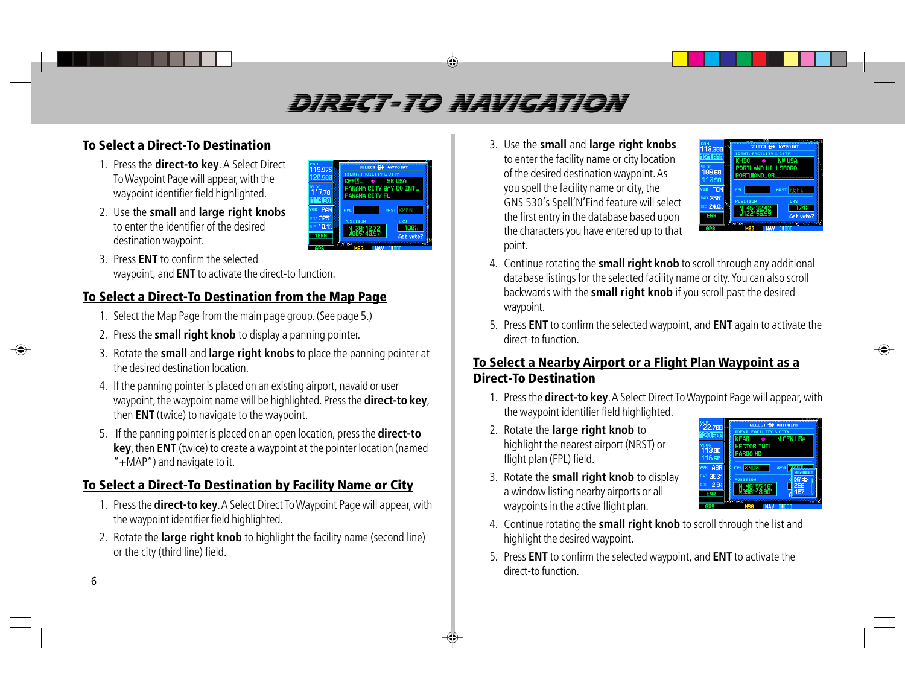# DIRECT-TO NAVIGATION

## To Select a Direct-To Destination

1. Press the **direct-to key**. A Select Direct To Waypoint Page will appear, with the waypoint identifier field highlighted.
2. Use the **small** and **large right knobs** to enter the identifier of the desired destination waypoint.
3. Press **ENT** to confirm the selected waypoint, and **ENT** to activate the direct-to function.

## To Select a Direct-To Destination from the Map Page

1. Select the Map Page from the main page group. (See page 5.)
2. Press the **small right knob** to display a panning pointer.
3. Rotate the **small** and **large right knobs** to place the panning pointer at the desired destination location.
4. If the panning pointer is placed on an existing airport, navaid or user waypoint, the waypoint name will be highlighted. Press the **direct-to key**, then **ENT** (twice) to navigate to the waypoint.
5. If the panning pointer is placed on an open location, press the **direct-to key**, then **ENT** (twice) to create a waypoint at the pointer location (named "+MAP") and navigate to it.

## To Select a Direct-To Destination by Facility Name or City

1. Press the **direct-to key**. A Select Direct To Waypoint Page will appear, with the waypoint identifier field highlighted.
2. Rotate the **large right knob** to highlight the facility name (second line) or the city (third line) field.
3. Use the **small** and **large right knobs** to enter the facility name or city location of the desired destination waypoint. As you spell the facility name or city, the GNS 530's Spell'N'Find feature will select the first entry in the database based upon the characters you have entered up to that point.
4. Continue rotating the **small right knob** to scroll through any additional database listings for the selected facility name or city. You can also scroll backwards with the **small right knob** if you scroll past the desired waypoint.
5. Press **ENT** to confirm the selected waypoint, and **ENT** again to activate the direct-to function.

## To Select a Nearby Airport or a Flight Plan Waypoint as a Direct-To Destination

1. Press the **direct-to key**. A Select Direct To Waypoint Page will appear, with the waypoint identifier field highlighted.
2. Rotate the **large right knob** to highlight the nearest airport (NRST) or flight plan (FPL) field.
3. Rotate the **small right knob** to display a window listing nearby airports or all waypoints in the active flight plan.
4. Continue rotating the **small right knob** to scroll through the list and highlight the desired waypoint.
5. Press **ENT** to confirm the selected waypoint, and **ENT** to activate the direct-to function.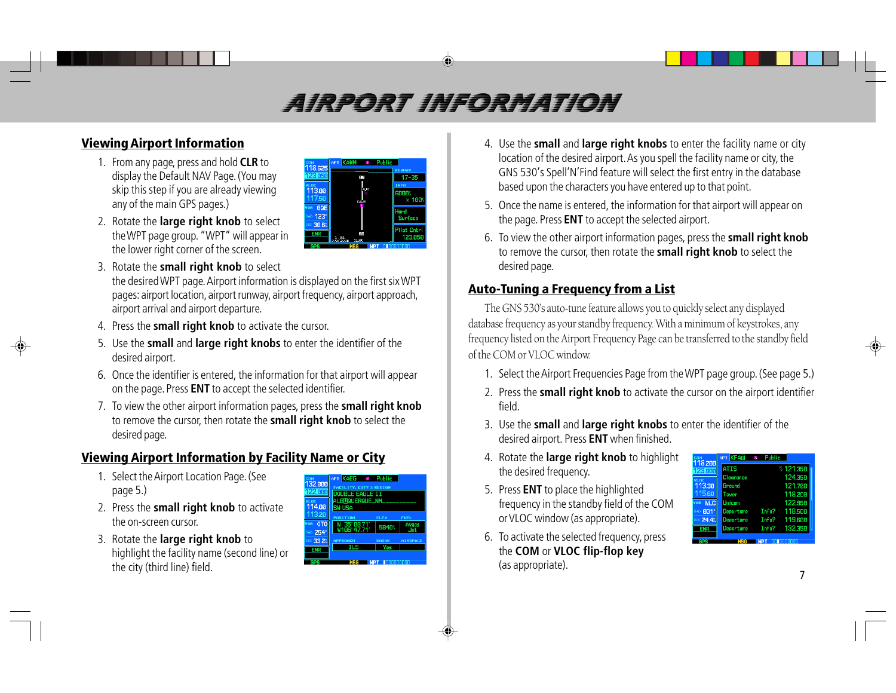# AIRPORT INFORMATION

## Viewing Airport Information

1. From any page, press and hold **CLR** to display the Default NAV Page. (You may skip this step if you are already viewing any of the main GPS pages.)
2. Rotate the **large right knob** to select the WPT page group. "WPT" will appear in the lower right corner of the screen.
3. Rotate the **small right knob** to select the desired WPT page. Airport information is displayed on the first six WPT pages: airport location, airport runway, airport frequency, airport approach, airport arrival and airport departure.
4. Press the **small right knob** to activate the cursor.
5. Use the **small** and **large right knobs** to enter the identifier of the desired airport.
6. Once the identifier is entered, the information for that airport will appear on the page. Press **ENT** to accept the selected identifier.
7. To view the other airport information pages, press the **small right knob** to remove the cursor, then rotate the **small right knob** to select the desired page.

## Viewing Airport Information by Facility Name or City

1. Select the Airport Location Page. (See page 5.)
2. Press the **small right knob** to activate the on-screen cursor.
3. Rotate the **large right knob** to highlight the facility name (second line) or the city (third line) field.
4. Use the **small** and **large right knobs** to enter the facility name or city location of the desired airport. As you spell the facility name or city, the GNS 530's Spell'N'Find feature will select the first entry in the database based upon the characters you have entered up to that point.
5. Once the name is entered, the information for that airport will appear on the page. Press **ENT** to accept the selected airport.
6. To view the other airport information pages, press the **small right knob** to remove the cursor, then rotate the **small right knob** to select the desired page.

## Auto-Tuning a Frequency from a List

The GNS 530's auto-tune feature allows you to quickly select any displayed database frequency as your standby frequency. With a minimum of keystrokes, any frequency listed on the Airport Frequency Page can be transferred to the standby field of the COM or VLOC window.

1. Select the Airport Frequencies Page from the WPT page group. (See page 5.)
2. Press the **small right knob** to activate the cursor on the airport identifier field.
3. Use the **small** and **large right knobs** to enter the identifier of the desired airport. Press **ENT** when finished.
4. Rotate the **large right knob** to highlight the desired frequency.
5. Press **ENT** to place the highlighted frequency in the standby field of the COM or VLOC window (as appropriate).
6. To activate the selected frequency, press the **COM** or **VLOC flip-flop key** (as appropriate).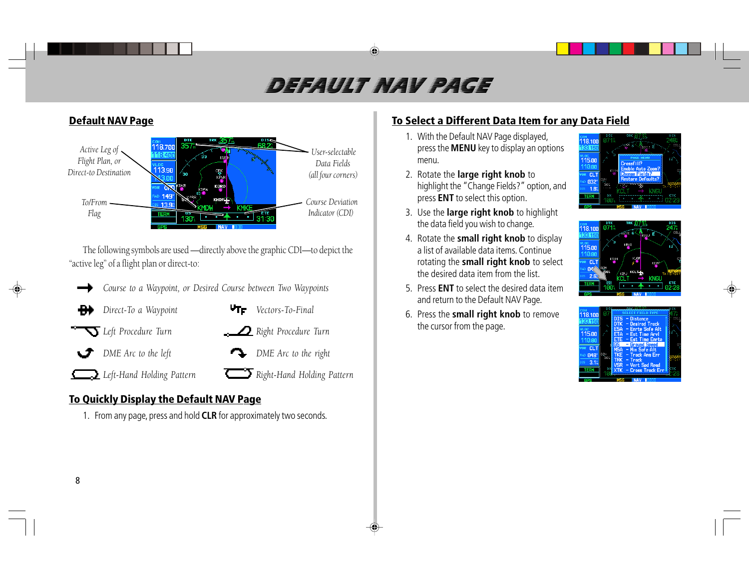# DEFAULT NAV PAGE

## Default NAV Page

Active Leg of Flight Plan, or Direct-to Destination

User-selectable Data Fields (all four corners)

To/From Flag

Course Deviation Indicator (CDI)

The following symbols are used —directly above the graphic CDI—to depict the "active leg" of a flight plan or direct-to:

- *Course to a Waypoint, or Desired Course between Two Waypoints*
- *Direct-To a Waypoint*
- *Vectors-To-Final*
- *Left Procedure Turn*
- *Right Procedure Turn*
- *DME Arc to the left*
- *DME Arc to the right*
- *Left-Hand Holding Pattern*
- *Right-Hand Holding Pattern*

## To Quickly Display the Default NAV Page

1. From any page, press and hold **CLR** for approximately two seconds.

## To Select a Different Data Item for any Data Field

1. With the Default NAV Page displayed, press the **MENU** key to display an options menu.
2. Rotate the **large right knob** to highlight the "Change Fields?" option, and press **ENT** to select this option.
3. Use the **large right knob** to highlight the data field you wish to change.
4. Rotate the **small right knob** to display a list of available data items. Continue rotating the **small right knob** to select the desired data item from the list.
5. Press **ENT** to select the desired data item and return to the Default NAV Page.
6. Press the **small right knob** to remove the cursor from the page.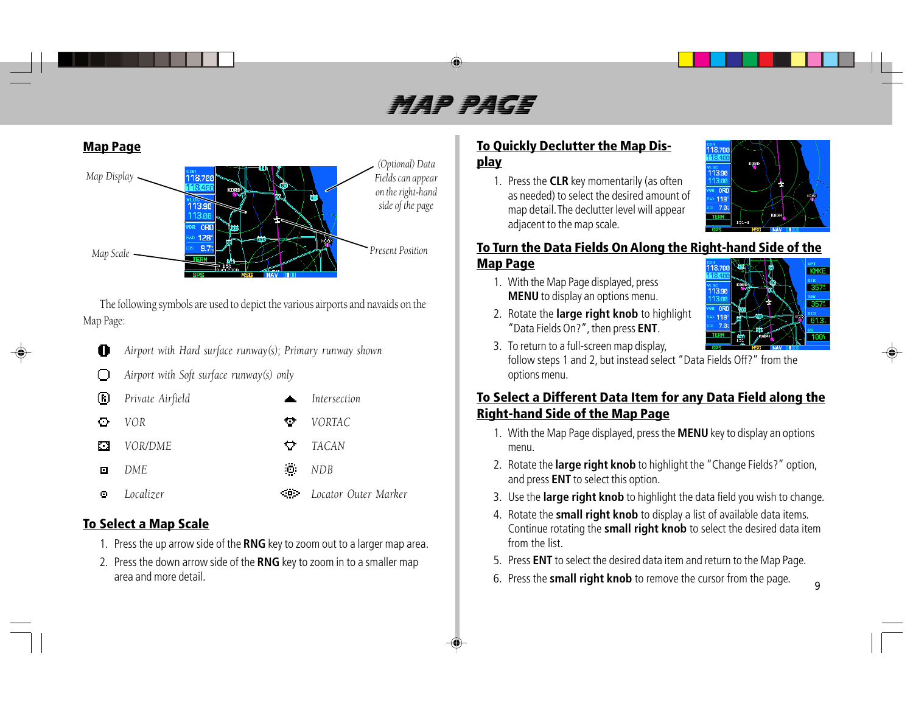# MAP PAGE

## Map Page

Map Display

(Optional) Data Fields can appear on the right-hand side of the page

Map Scale

Present Position

The following symbols are used to depict the various airports and navaids on the Map Page:

| Symbol | Description | Symbol | Description |
|---|---|---|---|
| | *Airport with Hard surface runway(s); Primary runway shown* | | |
| | *Airport with Soft surface runway(s) only* | | |
| | *Private Airfield* | | *Intersection* |
| | *VOR* | | *VORTAC* |
| | *VOR/DME* | | *TACAN* |
| | *DME* | | *NDB* |
| | *Localizer* | | *Locator Outer Marker* |

## To Select a Map Scale

1. Press the up arrow side of the **RNG** key to zoom out to a larger map area.
2. Press the down arrow side of the **RNG** key to zoom in to a smaller map area and more detail.

## To Quickly Declutter the Map Display

1. Press the **CLR** key momentarily (as often as needed) to select the desired amount of map detail. The declutter level will appear adjacent to the map scale.

## To Turn the Data Fields On Along the Right-hand Side of the Map Page

1. With the Map Page displayed, press **MENU** to display an options menu.
2. Rotate the **large right knob** to highlight "Data Fields On?", then press **ENT**.
3. To return to a full-screen map display, follow steps 1 and 2, but instead select "Data Fields Off?" from the options menu.

## To Select a Different Data Item for any Data Field along the Right-hand Side of the Map Page

1. With the Map Page displayed, press the **MENU** key to display an options menu.
2. Rotate the **large right knob** to highlight the "Change Fields?" option, and press **ENT** to select this option.
3. Use the **large right knob** to highlight the data field you wish to change.
4. Rotate the **small right knob** to display a list of available data items. Continue rotating the **small right knob** to select the desired data item from the list.
5. Press **ENT** to select the desired data item and return to the Map Page.
6. Press the **small right knob** to remove the cursor from the page.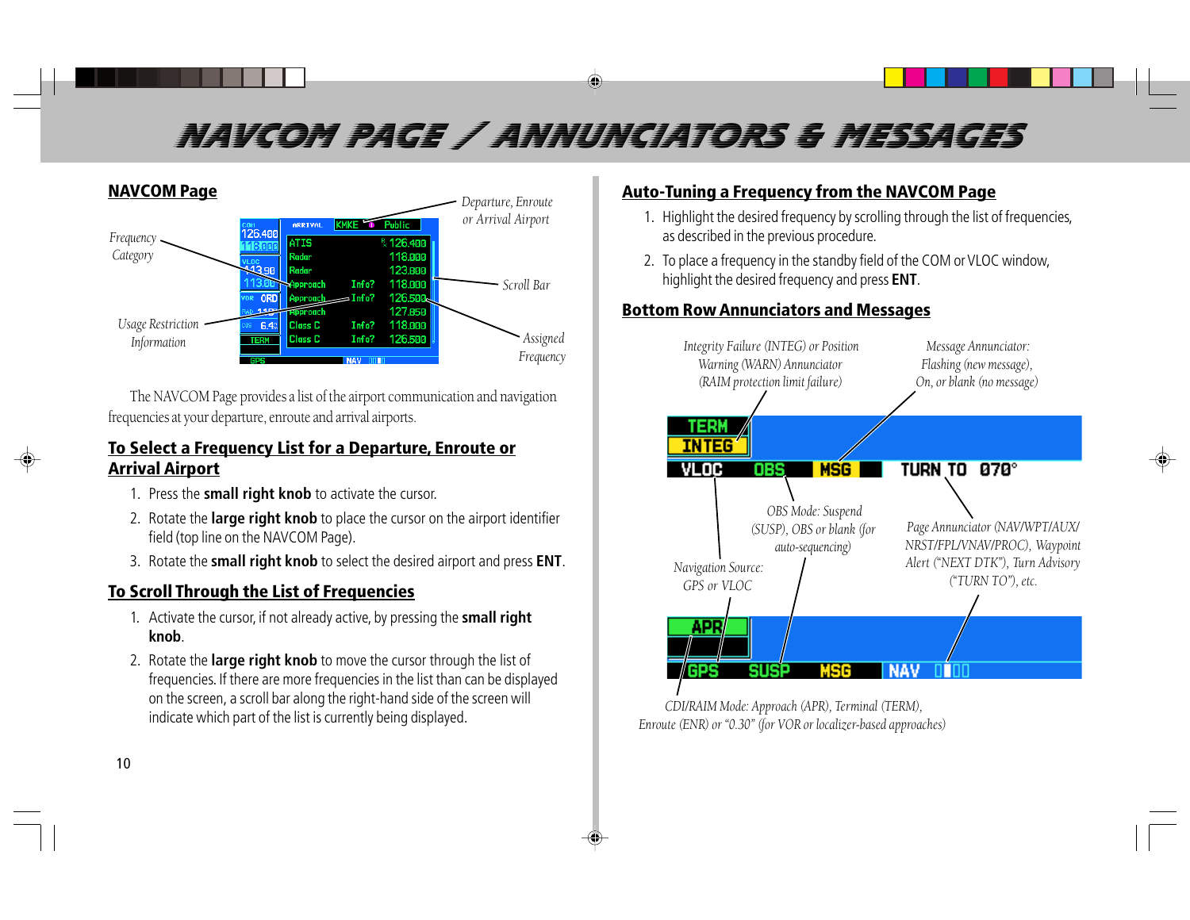# NAVCOM PAGE / ANNUNCIATORS & MESSAGES

## NAVCOM Page

Frequency Category

Usage Restriction Information

Departure, Enroute or Arrival Airport

Scroll Bar

Assigned Frequency

The NAVCOM Page provides a list of the airport communication and navigation frequencies at your departure, enroute and arrival airports.

## To Select a Frequency List for a Departure, Enroute or Arrival Airport

1. Press the **small right knob** to activate the cursor.
2. Rotate the **large right knob** to place the cursor on the airport identifier field (top line on the NAVCOM Page).
3. Rotate the **small right knob** to select the desired airport and press **ENT**.

## To Scroll Through the List of Frequencies

1. Activate the cursor, if not already active, by pressing the **small right knob**.
2. Rotate the **large right knob** to move the cursor through the list of frequencies. If there are more frequencies in the list than can be displayed on the screen, a scroll bar along the right-hand side of the screen will indicate which part of the list is currently being displayed.

## Auto-Tuning a Frequency from the NAVCOM Page

1. Highlight the desired frequency by scrolling through the list of frequencies, as described in the previous procedure.
2. To place a frequency in the standby field of the COM or VLOC window, highlight the desired frequency and press **ENT**.

## Bottom Row Annunciators and Messages

Integrity Failure (INTEG) or Position Warning (WARN) Annunciator (RAIM protection limit failure)

Message Annunciator: Flashing (new message), On, or blank (no message)

OBS Mode: Suspend (SUSP), OBS or blank (for auto-sequencing)

Page Annunciator (NAV/WPT/AUX/NRST/FPL/VNAV/PROC), Waypoint Alert ("NEXT DTK"), Turn Advisory ("TURN TO"), etc.

Navigation Source: GPS or VLOC

CDI/RAIM Mode: Approach (APR), Terminal (TERM), Enroute (ENR) or "0.30" (for VOR or localizer-based approaches)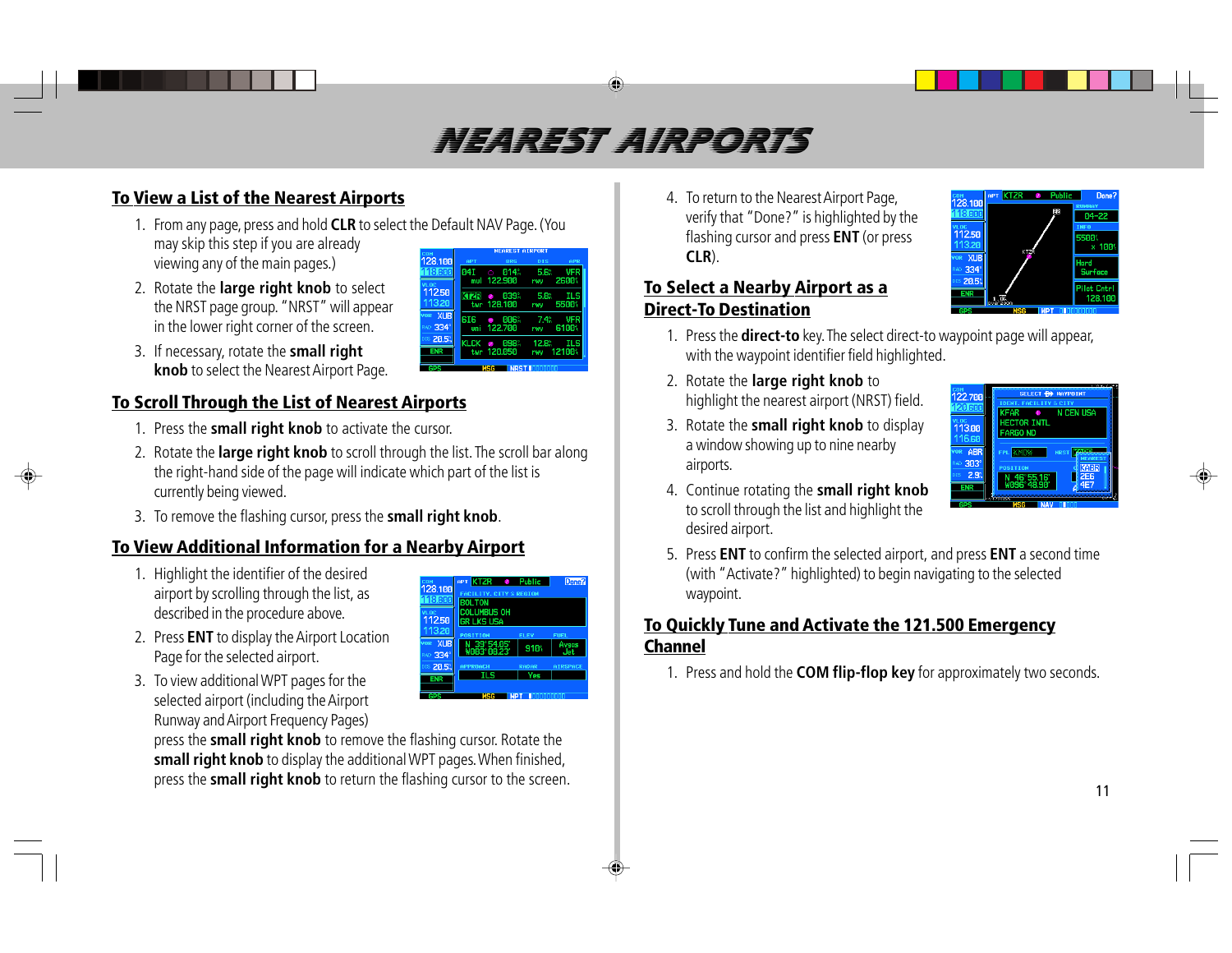# NEAREST AIRPORTS

## To View a List of the Nearest Airports

1. From any page, press and hold **CLR** to select the Default NAV Page. (You may skip this step if you are already viewing any of the main pages.)
2. Rotate the **large right knob** to select the NRST page group. "NRST" will appear in the lower right corner of the screen.
3. If necessary, rotate the **small right knob** to select the Nearest Airport Page.

## To Scroll Through the List of Nearest Airports

1. Press the **small right knob** to activate the cursor.
2. Rotate the **large right knob** to scroll through the list. The scroll bar along the right-hand side of the page will indicate which part of the list is currently being viewed.
3. To remove the flashing cursor, press the **small right knob**.

## To View Additional Information for a Nearby Airport

1. Highlight the identifier of the desired airport by scrolling through the list, as described in the procedure above.
2. Press **ENT** to display the Airport Location Page for the selected airport.
3. To view additional WPT pages for the selected airport (including the Airport Runway and Airport Frequency Pages) press the **small right knob** to remove the flashing cursor. Rotate the **small right knob** to display the additional WPT pages. When finished, press the **small right knob** to return the flashing cursor to the screen.
4. To return to the Nearest Airport Page, verify that "Done?" is highlighted by the flashing cursor and press **ENT** (or press **CLR**).

## To Select a Nearby Airport as a Direct-To Destination

1. Press the **direct-to** key. The select direct-to waypoint page will appear, with the waypoint identifier field highlighted.
2. Rotate the **large right knob** to highlight the nearest airport (NRST) field.
3. Rotate the **small right knob** to display a window showing up to nine nearby airports.
4. Continue rotating the **small right knob** to scroll through the list and highlight the desired airport.
5. Press **ENT** to confirm the selected airport, and press **ENT** a second time (with "Activate?" highlighted) to begin navigating to the selected waypoint.

## To Quickly Tune and Activate the 121.500 Emergency Channel

1. Press and hold the **COM flip-flop key** for approximately two seconds.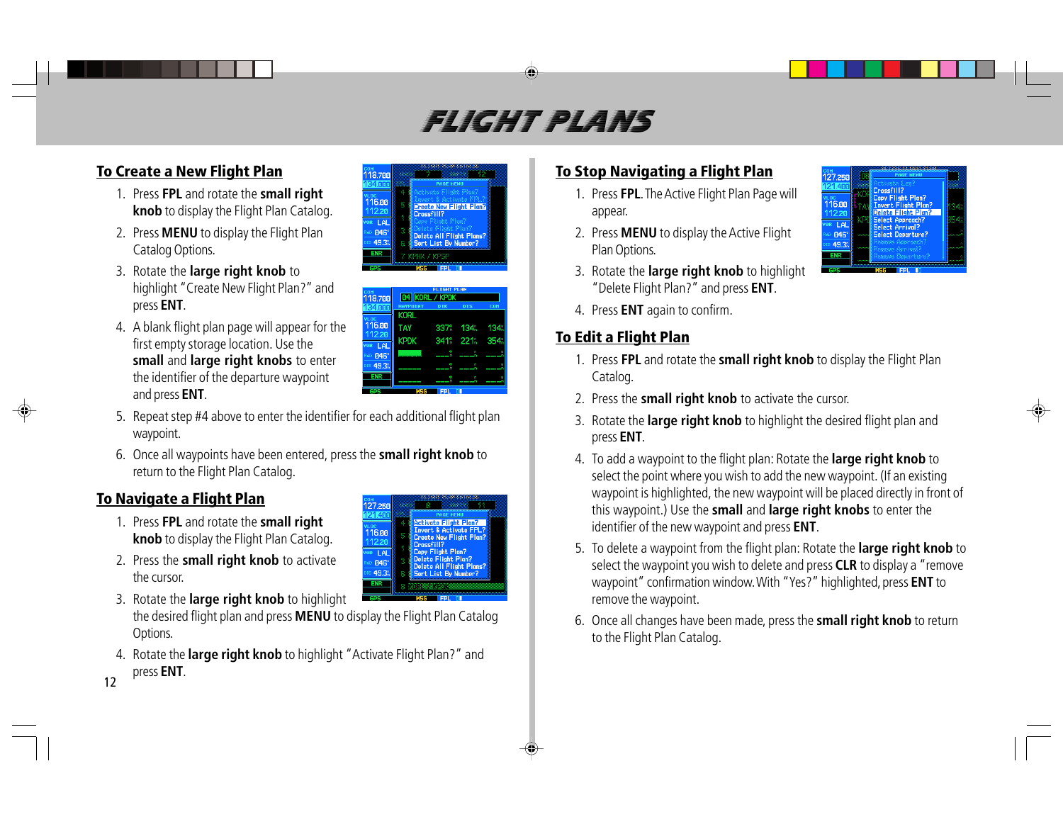# FLIGHT PLANS

## To Create a New Flight Plan

1. Press **FPL** and rotate the **small right knob** to display the Flight Plan Catalog.
2. Press **MENU** to display the Flight Plan Catalog Options.
3. Rotate the **large right knob** to highlight "Create New Flight Plan?" and press **ENT**.
4. A blank flight plan page will appear for the first empty storage location. Use the **small** and **large right knobs** to enter the identifier of the departure waypoint and press **ENT**.
5. Repeat step #4 above to enter the identifier for each additional flight plan waypoint.
6. Once all waypoints have been entered, press the **small right knob** to return to the Flight Plan Catalog.

## To Navigate a Flight Plan

1. Press **FPL** and rotate the **small right knob** to display the Flight Plan Catalog.
2. Press the **small right knob** to activate the cursor.
3. Rotate the **large right knob** to highlight the desired flight plan and press **MENU** to display the Flight Plan Catalog Options.
4. Rotate the **large right knob** to highlight "Activate Flight Plan?" and press **ENT**.

## To Stop Navigating a Flight Plan

1. Press **FPL**. The Active Flight Plan Page will appear.
2. Press **MENU** to display the Active Flight Plan Options.
3. Rotate the **large right knob** to highlight "Delete Flight Plan?" and press **ENT**.
4. Press **ENT** again to confirm.

## To Edit a Flight Plan

1. Press **FPL** and rotate the **small right knob** to display the Flight Plan Catalog.
2. Press the **small right knob** to activate the cursor.
3. Rotate the **large right knob** to highlight the desired flight plan and press **ENT**.
4. To add a waypoint to the flight plan: Rotate the **large right knob** to select the point where you wish to add the new waypoint. (If an existing waypoint is highlighted, the new waypoint will be placed directly in front of this waypoint.) Use the **small** and **large right knobs** to enter the identifier of the new waypoint and press **ENT**.
5. To delete a waypoint from the flight plan: Rotate the **large right knob** to select the waypoint you wish to delete and press **CLR** to display a "remove waypoint" confirmation window. With "Yes?" highlighted, press **ENT** to remove the waypoint.
6. Once all changes have been made, press the **small right knob** to return to the Flight Plan Catalog.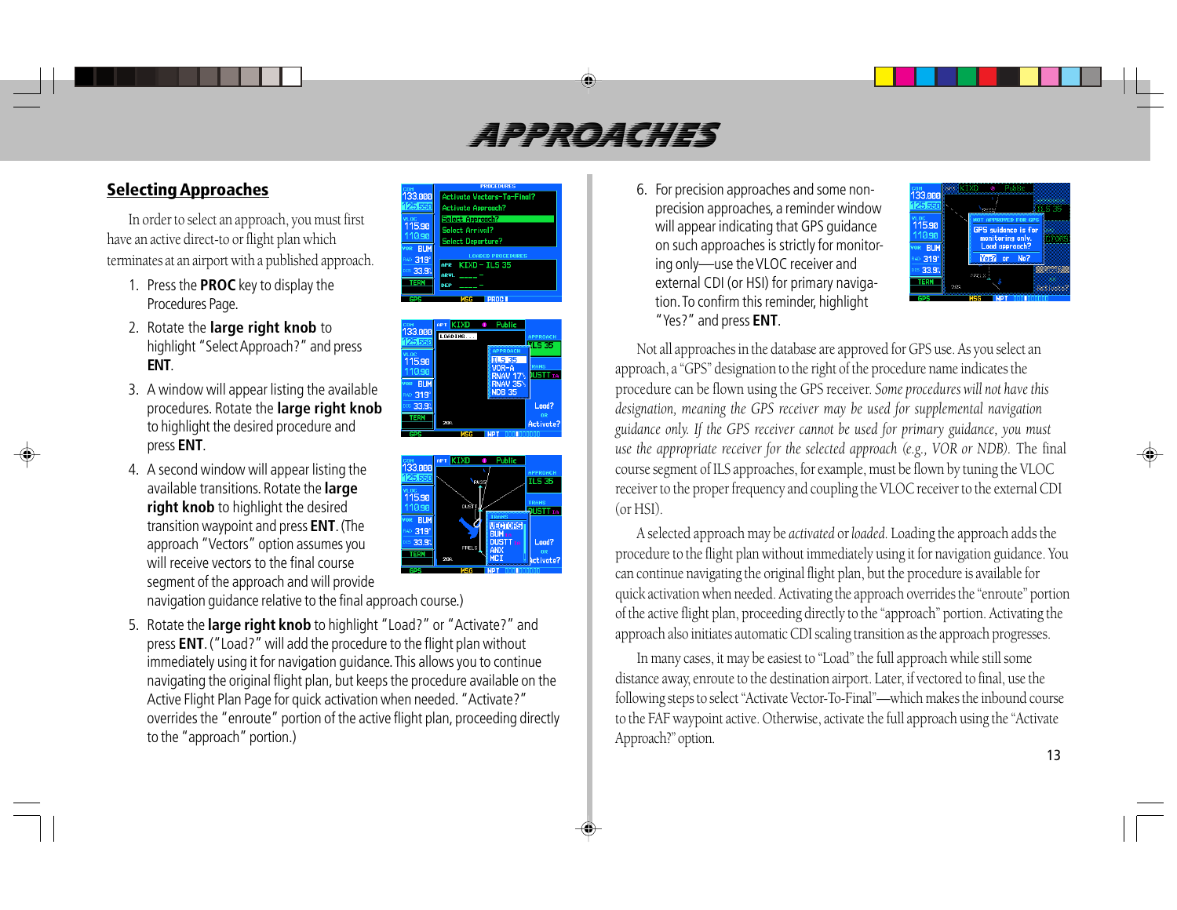# APPROACHES

## Selecting Approaches

In order to select an approach, you must first have an active direct-to or flight plan which terminates at an airport with a published approach.

1. Press the **PROC** key to display the Procedures Page.

2. Rotate the **large right knob** to highlight "Select Approach?" and press **ENT**.

3. A window will appear listing the available procedures. Rotate the **large right knob** to highlight the desired procedure and press **ENT**.

4. A second window will appear listing the available transitions. Rotate the **large right knob** to highlight the desired transition waypoint and press **ENT**. (The approach "Vectors" option assumes you will receive vectors to the final course segment of the approach and will provide navigation guidance relative to the final approach course.)

5. Rotate the **large right knob** to highlight "Load?" or "Activate?" and press **ENT**. ("Load?" will add the procedure to the flight plan without immediately using it for navigation guidance. This allows you to continue navigating the original flight plan, but keeps the procedure available on the Active Flight Plan Page for quick activation when needed. "Activate?" overrides the "enroute" portion of the active flight plan, proceeding directly to the "approach" portion.)

6. For precision approaches and some non-precision approaches, a reminder window will appear indicating that GPS guidance on such approaches is strictly for monitoring only—use the VLOC receiver and external CDI (or HSI) for primary navigation. To confirm this reminder, highlight "Yes?" and press **ENT**.

Not all approaches in the database are approved for GPS use. As you select an approach, a "GPS" designation to the right of the procedure name indicates the procedure can be flown using the GPS receiver. *Some procedures will not have this designation, meaning the GPS receiver may be used for supplemental navigation guidance only. If the GPS receiver cannot be used for primary guidance, you must use the appropriate receiver for the selected approach (e.g., VOR or NDB).* The final course segment of ILS approaches, for example, must be flown by tuning the VLOC receiver to the proper frequency and coupling the VLOC receiver to the external CDI (or HSI).

A selected approach may be *activated* or *loaded*. Loading the approach adds the procedure to the flight plan without immediately using it for navigation guidance. You can continue navigating the original flight plan, but the procedure is available for quick activation when needed. Activating the approach overrides the "enroute" portion of the active flight plan, proceeding directly to the "approach" portion. Activating the approach also initiates automatic CDI scaling transition as the approach progresses.

In many cases, it may be easiest to "Load" the full approach while still some distance away, enroute to the destination airport. Later, if vectored to final, use the following steps to select "Activate Vector-To-Final"—which makes the inbound course to the FAF waypoint active. Otherwise, activate the full approach using the "Activate Approach?" option.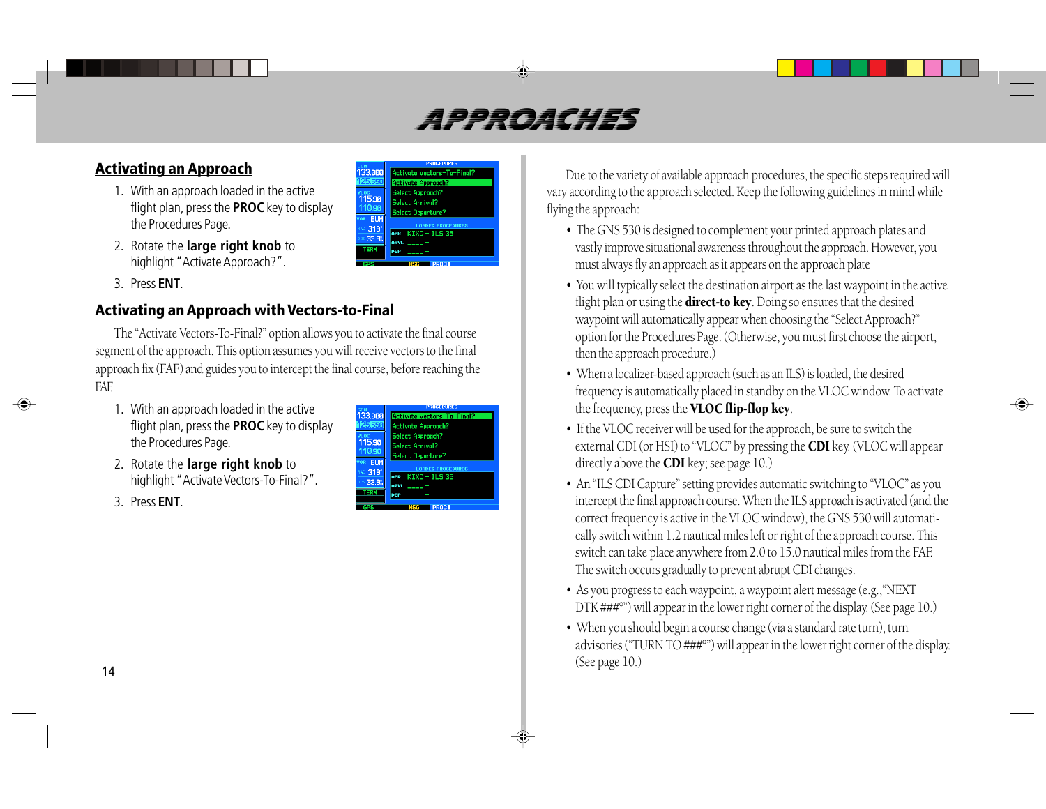# APPROACHES

## Activating an Approach

1. With an approach loaded in the active flight plan, press the **PROC** key to display the Procedures Page.
2. Rotate the **large right knob** to highlight "Activate Approach?".
3. Press **ENT**.

## Activating an Approach with Vectors-to-Final

The "Activate Vectors-To-Final?" option allows you to activate the final course segment of the approach. This option assumes you will receive vectors to the final approach fix (FAF) and guides you to intercept the final course, before reaching the FAF.

1. With an approach loaded in the active flight plan, press the **PROC** key to display the Procedures Page.
2. Rotate the **large right knob** to highlight "Activate Vectors-To-Final?".
3. Press **ENT**.

Due to the variety of available approach procedures, the specific steps required will vary according to the approach selected. Keep the following guidelines in mind while flying the approach:

- The GNS 530 is designed to complement your printed approach plates and vastly improve situational awareness throughout the approach. However, you must always fly an approach as it appears on the approach plate
- You will typically select the destination airport as the last waypoint in the active flight plan or using the **direct-to key**. Doing so ensures that the desired waypoint will automatically appear when choosing the "Select Approach?" option for the Procedures Page. (Otherwise, you must first choose the airport, then the approach procedure.)
- When a localizer-based approach (such as an ILS) is loaded, the desired frequency is automatically placed in standby on the VLOC window. To activate the frequency, press the **VLOC flip-flop key**.
- If the VLOC receiver will be used for the approach, be sure to switch the external CDI (or HSI) to "VLOC" by pressing the **CDI** key. (VLOC will appear directly above the **CDI** key; see page 10.)
- An "ILS CDI Capture" setting provides automatic switching to "VLOC" as you intercept the final approach course. When the ILS approach is activated (and the correct frequency is active in the VLOC window), the GNS 530 will automatically switch within 1.2 nautical miles left or right of the approach course. This switch can take place anywhere from 2.0 to 15.0 nautical miles from the FAF. The switch occurs gradually to prevent abrupt CDI changes.
- As you progress to each waypoint, a waypoint alert message (e.g.,"NEXT DTK ###°") will appear in the lower right corner of the display. (See page 10.)
- When you should begin a course change (via a standard rate turn), turn advisories ("TURN TO ###°") will appear in the lower right corner of the display. (See page 10.)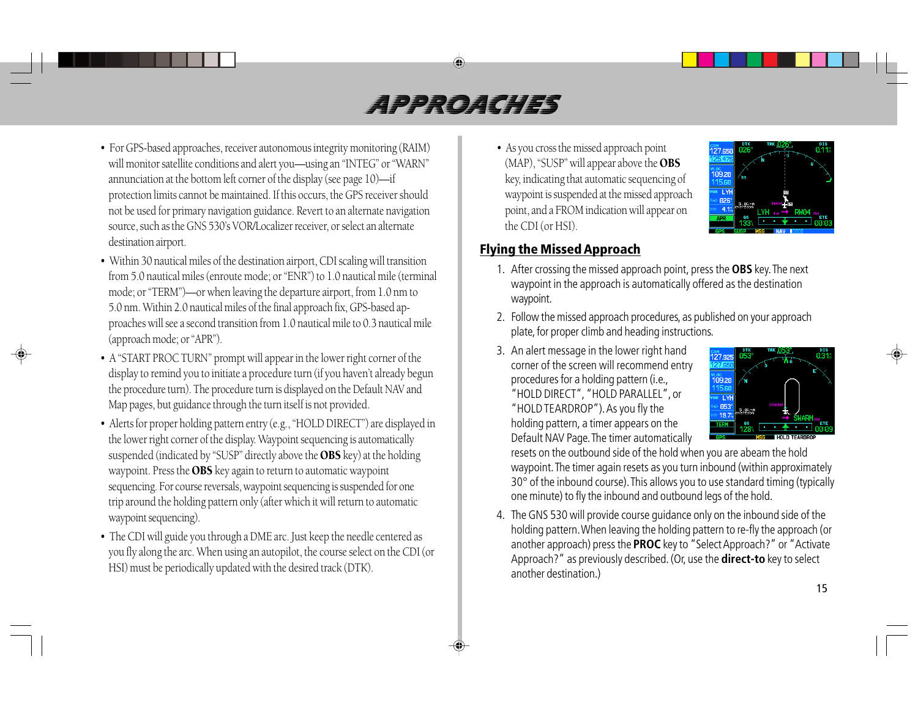# APPROACHES

- For GPS-based approaches, receiver autonomous integrity monitoring (RAIM) will monitor satellite conditions and alert you—using an "INTEG" or "WARN" annunciation at the bottom left corner of the display (see page 10)—if protection limits cannot be maintained. If this occurs, the GPS receiver should not be used for primary navigation guidance. Revert to an alternate navigation source, such as the GNS 530's VOR/Localizer receiver, or select an alternate destination airport.
- Within 30 nautical miles of the destination airport, CDI scaling will transition from 5.0 nautical miles (enroute mode; or "ENR") to 1.0 nautical mile (terminal mode; or "TERM")—or when leaving the departure airport, from 1.0 nm to 5.0 nm. Within 2.0 nautical miles of the final approach fix, GPS-based approaches will see a second transition from 1.0 nautical mile to 0.3 nautical mile (approach mode; or "APR").
- A "START PROC TURN" prompt will appear in the lower right corner of the display to remind you to initiate a procedure turn (if you haven't already begun the procedure turn). The procedure turn is displayed on the Default NAV and Map pages, but guidance through the turn itself is not provided.
- Alerts for proper holding pattern entry (e.g., "HOLD DIRECT") are displayed in the lower right corner of the display. Waypoint sequencing is automatically suspended (indicated by "SUSP" directly above the **OBS** key) at the holding waypoint. Press the **OBS** key again to return to automatic waypoint sequencing. For course reversals, waypoint sequencing is suspended for one trip around the holding pattern only (after which it will return to automatic waypoint sequencing).
- The CDI will guide you through a DME arc. Just keep the needle centered as you fly along the arc. When using an autopilot, the course select on the CDI (or HSI) must be periodically updated with the desired track (DTK).
- As you cross the missed approach point (MAP), "SUSP" will appear above the **OBS** key, indicating that automatic sequencing of waypoint is suspended at the missed approach point, and a FROM indication will appear on the CDI (or HSI).

## Flying the Missed Approach

1. After crossing the missed approach point, press the **OBS** key. The next waypoint in the approach is automatically offered as the destination waypoint.
2. Follow the missed approach procedures, as published on your approach plate, for proper climb and heading instructions.
3. An alert message in the lower right hand corner of the screen will recommend entry procedures for a holding pattern (i.e., "HOLD DIRECT", "HOLD PARALLEL", or "HOLD TEARDROP"). As you fly the holding pattern, a timer appears on the Default NAV Page. The timer automatically resets on the outbound side of the hold when you are abeam the hold waypoint. The timer again resets as you turn inbound (within approximately 30° of the inbound course). This allows you to use standard timing (typically one minute) to fly the inbound and outbound legs of the hold.
4. The GNS 530 will provide course guidance only on the inbound side of the holding pattern. When leaving the holding pattern to re-fly the approach (or another approach) press the **PROC** key to "Select Approach?" or "Activate Approach?" as previously described. (Or, use the **direct-to** key to select another destination.)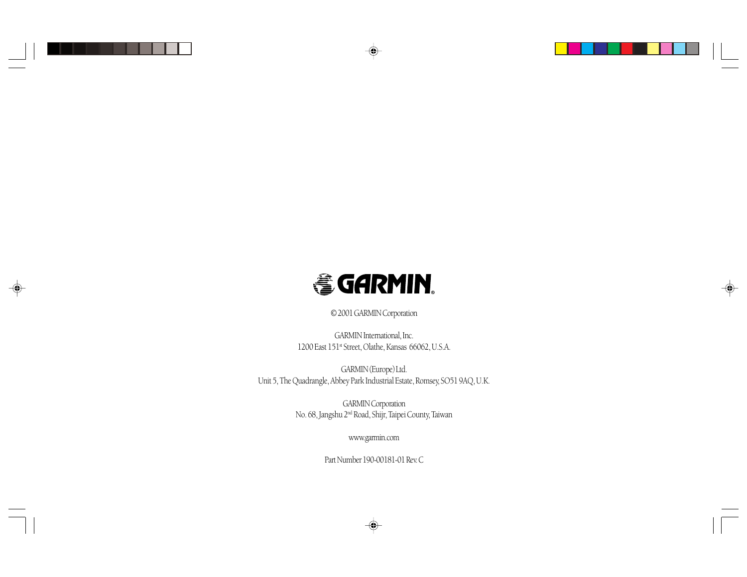GARMIN

© 2001 GARMIN Corporation

GARMIN International, Inc.
1200 East 151st Street, Olathe, Kansas 66062, U.S.A.

GARMIN (Europe) Ltd.
Unit 5, The Quadrangle, Abbey Park Industrial Estate, Romsey, SO51 9AQ, U.K.

GARMIN Corporation
No. 68, Jangshu 2nd Road, Shijr, Taipei County, Taiwan

www.garmin.com

Part Number 190-00181-01 Rev. C